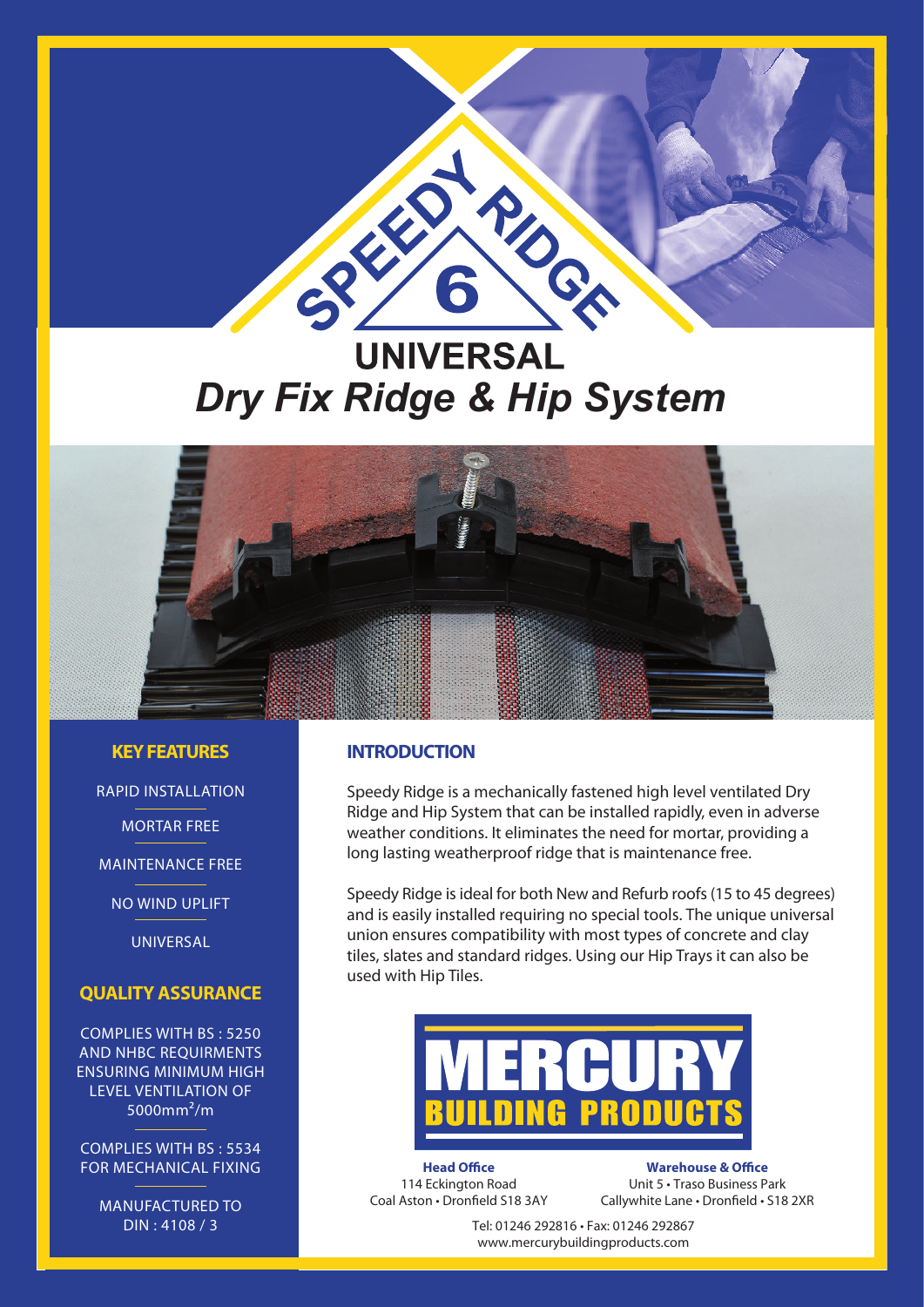# SPEEDY RIDGE 6

## UNIVERSAL
## *Dry Fix Ridge & Hip System*

### KEY FEATURES

RAPID INSTALLATION

MORTAR FREE

MAINTENANCE FREE

NO WIND UPLIFT

UNIVERSAL

### QUALITY ASSURANCE

COMPLIES WITH BS : 5250 AND NHBC REQUIRMENTS ENSURING MINIMUM HIGH LEVEL VENTILATION OF 5000mm²/m

COMPLIES WITH BS : 5534 FOR MECHANICAL FIXING

MANUFACTURED TO DIN : 4108 / 3

### INTRODUCTION

Speedy Ridge is a mechanically fastened high level ventilated Dry Ridge and Hip System that can be installed rapidly, even in adverse weather conditions. It eliminates the need for mortar, providing a long lasting weatherproof ridge that is maintenance free.

Speedy Ridge is ideal for both New and Refurb roofs (15 to 45 degrees) and is easily installed requiring no special tools. The unique universal union ensures compatibility with most types of concrete and clay tiles, slates and standard ridges. Using our Hip Trays it can also be used with Hip Tiles.

**MERCURY BUILDING PRODUCTS**

**Head Office**
114 Eckington Road
Coal Aston • Dronfield S18 3AY

**Warehouse & Office**
Unit 5 • Traso Business Park
Callywhite Lane • Dronfield • S18 2XR

Tel: 01246 292816 • Fax: 01246 292867
www.mercurybuildingproducts.com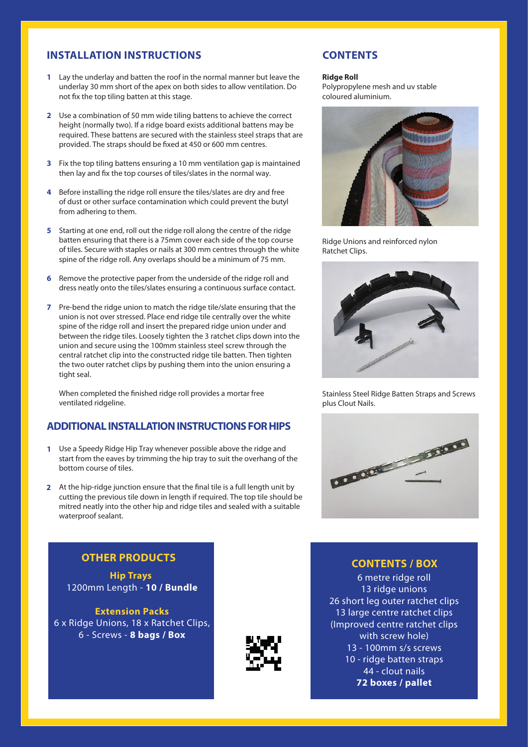## INSTALLATION INSTRUCTIONS

1. Lay the underlay and batten the roof in the normal manner but leave the underlay 30 mm short of the apex on both sides to allow ventilation. Do not fix the top tiling batten at this stage.
2. Use a combination of 50 mm wide tiling battens to achieve the correct height (normally two). If a ridge board exists additional battens may be required. These battens are secured with the stainless steel straps that are provided. The straps should be fixed at 450 or 600 mm centres.
3. Fix the top tiling battens ensuring a 10 mm ventilation gap is maintained then lay and fix the top courses of tiles/slates in the normal way.
4. Before installing the ridge roll ensure the tiles/slates are dry and free of dust or other surface contamination which could prevent the butyl from adhering to them.
5. Starting at one end, roll out the ridge roll along the centre of the ridge batten ensuring that there is a 75mm cover each side of the top course of tiles. Secure with staples or nails at 300 mm centres through the white spine of the ridge roll. Any overlaps should be a minimum of 75 mm.
6. Remove the protective paper from the underside of the ridge roll and dress neatly onto the tiles/slates ensuring a continuous surface contact.
7. Pre-bend the ridge union to match the ridge tile/slate ensuring that the union is not over stressed. Place end ridge tile centrally over the white spine of the ridge roll and insert the prepared ridge union under and between the ridge tiles. Loosely tighten the 3 ratchet clips down into the union and secure using the 100mm stainless steel screw through the central ratchet clip into the constructed ridge tile batten. Then tighten the two outer ratchet clips by pushing them into the union ensuring a tight seal.

   When completed the finished ridge roll provides a mortar free ventilated ridgeline.

## ADDITIONAL INSTALLATION INSTRUCTIONS FOR HIPS

1. Use a Speedy Ridge Hip Tray whenever possible above the ridge and start from the eaves by trimming the hip tray to suit the overhang of the bottom course of tiles.
2. At the hip-ridge junction ensure that the final tile is a full length unit by cutting the previous tile down in length if required. The top tile should be mitred neatly into the other hip and ridge tiles and sealed with a suitable waterproof sealant.

## CONTENTS

**Ridge Roll**
Polypropylene mesh and uv stable coloured aluminium.

Ridge Unions and reinforced nylon Ratchet Clips.

Stainless Steel Ridge Batten Straps and Screws plus Clout Nails.

## OTHER PRODUCTS

**Hip Trays**
1200mm Length - **10 / Bundle**

**Extension Packs**
6 x Ridge Unions, 18 x Ratchet Clips, 6 - Screws - **8 bags / Box**

## CONTENTS / BOX

6 metre ridge roll
13 ridge unions
26 short leg outer ratchet clips
13 large centre ratchet clips
(Improved centre ratchet clips with screw hole)
13 - 100mm s/s screws
10 - ridge batten straps
44 - clout nails
**72 boxes / pallet**